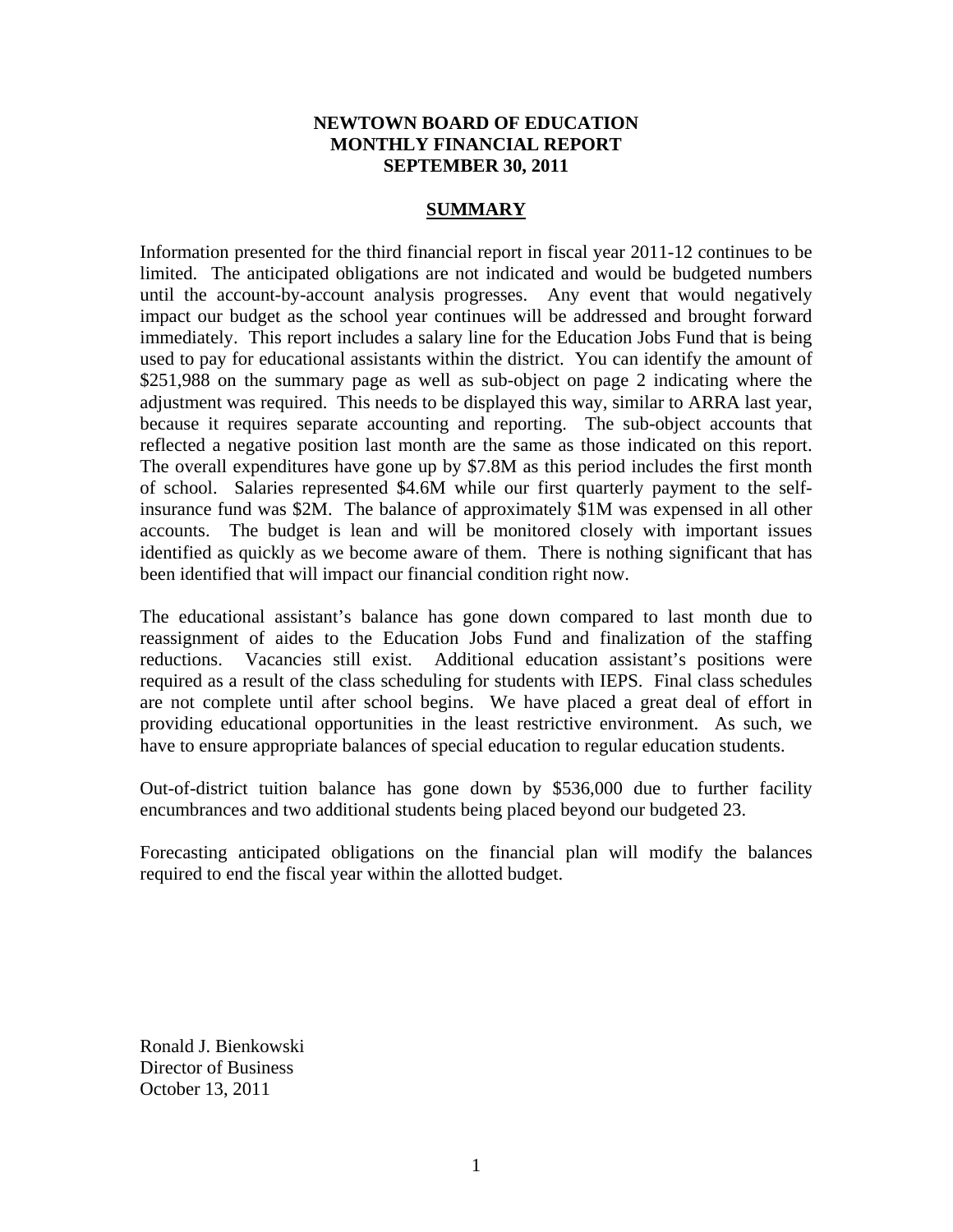**NEWTOWN BOARD OF EDUCATION**
**MONTHLY FINANCIAL REPORT**
**SEPTEMBER 30, 2011**

## SUMMARY

Information presented for the third financial report in fiscal year 2011-12 continues to be limited. The anticipated obligations are not indicated and would be budgeted numbers until the account-by-account analysis progresses. Any event that would negatively impact our budget as the school year continues will be addressed and brought forward immediately. This report includes a salary line for the Education Jobs Fund that is being used to pay for educational assistants within the district. You can identify the amount of $251,988 on the summary page as well as sub-object on page 2 indicating where the adjustment was required. This needs to be displayed this way, similar to ARRA last year, because it requires separate accounting and reporting. The sub-object accounts that reflected a negative position last month are the same as those indicated on this report. The overall expenditures have gone up by $7.8M as this period includes the first month of school. Salaries represented $4.6M while our first quarterly payment to the self-insurance fund was $2M. The balance of approximately $1M was expensed in all other accounts. The budget is lean and will be monitored closely with important issues identified as quickly as we become aware of them. There is nothing significant that has been identified that will impact our financial condition right now.

The educational assistant's balance has gone down compared to last month due to reassignment of aides to the Education Jobs Fund and finalization of the staffing reductions. Vacancies still exist. Additional education assistant's positions were required as a result of the class scheduling for students with IEPS. Final class schedules are not complete until after school begins. We have placed a great deal of effort in providing educational opportunities in the least restrictive environment. As such, we have to ensure appropriate balances of special education to regular education students.

Out-of-district tuition balance has gone down by $536,000 due to further facility encumbrances and two additional students being placed beyond our budgeted 23.

Forecasting anticipated obligations on the financial plan will modify the balances required to end the fiscal year within the allotted budget.

Ronald J. Bienkowski
Director of Business
October 13, 2011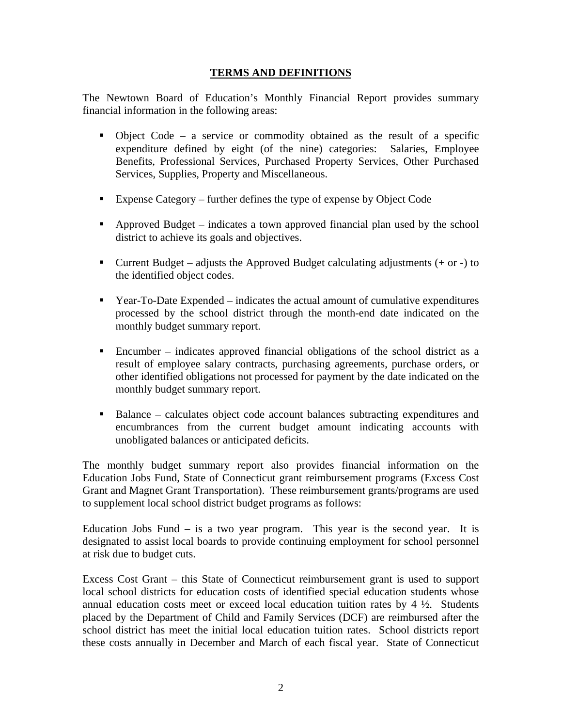# TERMS AND DEFINITIONS

The Newtown Board of Education's Monthly Financial Report provides summary financial information in the following areas:

- Object Code – a service or commodity obtained as the result of a specific expenditure defined by eight (of the nine) categories: Salaries, Employee Benefits, Professional Services, Purchased Property Services, Other Purchased Services, Supplies, Property and Miscellaneous.
- Expense Category – further defines the type of expense by Object Code
- Approved Budget – indicates a town approved financial plan used by the school district to achieve its goals and objectives.
- Current Budget – adjusts the Approved Budget calculating adjustments (+ or -) to the identified object codes.
- Year-To-Date Expended – indicates the actual amount of cumulative expenditures processed by the school district through the month-end date indicated on the monthly budget summary report.
- Encumber – indicates approved financial obligations of the school district as a result of employee salary contracts, purchasing agreements, purchase orders, or other identified obligations not processed for payment by the date indicated on the monthly budget summary report.
- Balance – calculates object code account balances subtracting expenditures and encumbrances from the current budget amount indicating accounts with unobligated balances or anticipated deficits.

The monthly budget summary report also provides financial information on the Education Jobs Fund, State of Connecticut grant reimbursement programs (Excess Cost Grant and Magnet Grant Transportation). These reimbursement grants/programs are used to supplement local school district budget programs as follows:

Education Jobs Fund – is a two year program. This year is the second year. It is designated to assist local boards to provide continuing employment for school personnel at risk due to budget cuts.

Excess Cost Grant – this State of Connecticut reimbursement grant is used to support local school districts for education costs of identified special education students whose annual education costs meet or exceed local education tuition rates by 4 ½. Students placed by the Department of Child and Family Services (DCF) are reimbursed after the school district has meet the initial local education tuition rates. School districts report these costs annually in December and March of each fiscal year. State of Connecticut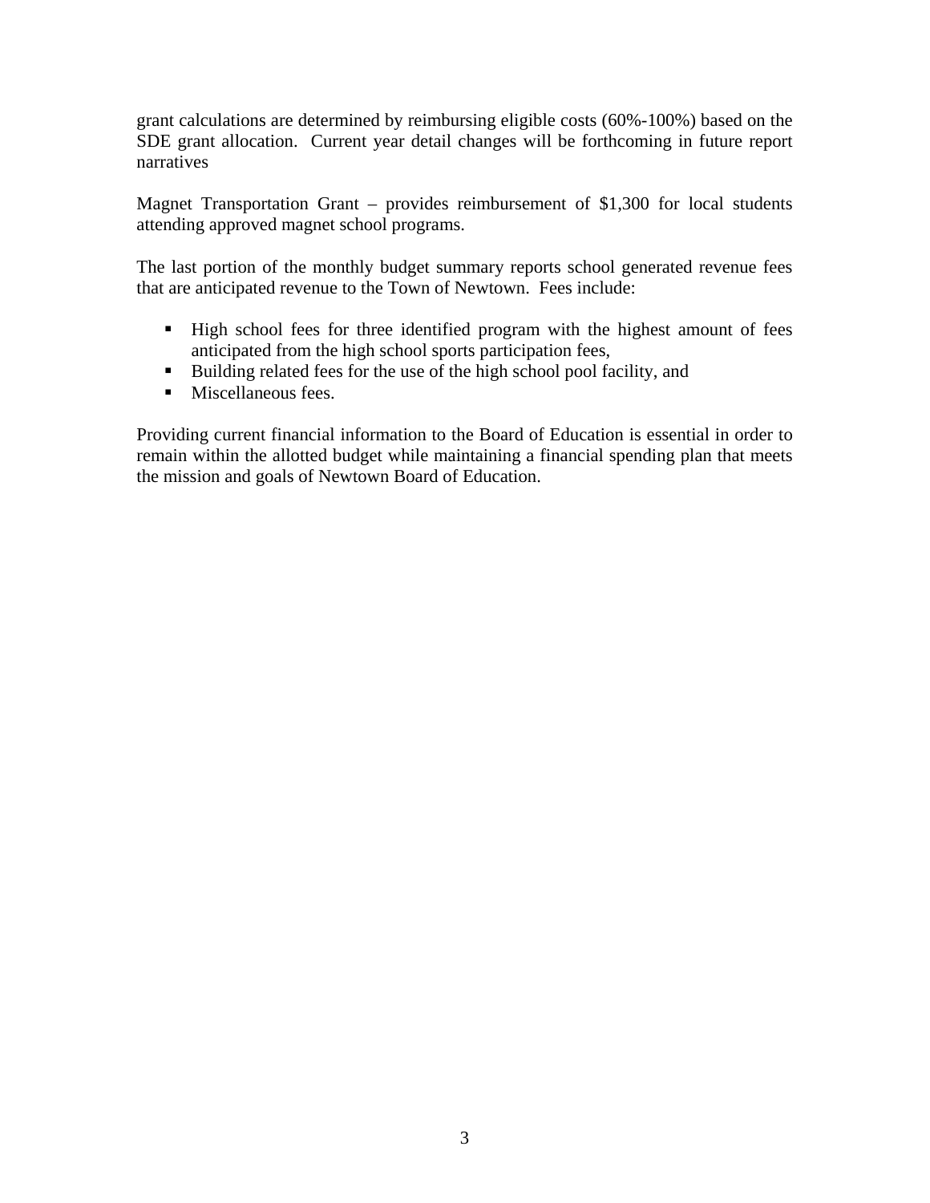grant calculations are determined by reimbursing eligible costs (60%-100%) based on the SDE grant allocation. Current year detail changes will be forthcoming in future report narratives

Magnet Transportation Grant – provides reimbursement of $1,300 for local students attending approved magnet school programs.

The last portion of the monthly budget summary reports school generated revenue fees that are anticipated revenue to the Town of Newtown. Fees include:

- High school fees for three identified program with the highest amount of fees anticipated from the high school sports participation fees,
- Building related fees for the use of the high school pool facility, and
- Miscellaneous fees.

Providing current financial information to the Board of Education is essential in order to remain within the allotted budget while maintaining a financial spending plan that meets the mission and goals of Newtown Board of Education.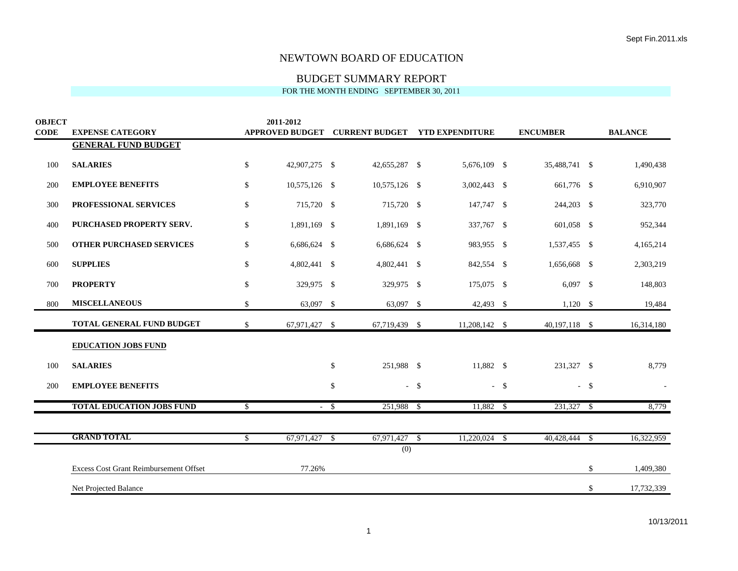# NEWTOWN BOARD OF EDUCATION

## BUDGET SUMMARY REPORT

FOR THE MONTH ENDING SEPTEMBER 30, 2011

| OBJECT CODE | EXPENSE CATEGORY | 2011-2012 APPROVED BUDGET | CURRENT BUDGET | YTD EXPENDITURE | ENCUMBER | BALANCE |
|---|---|---|---|---|---|---|
| | **GENERAL FUND BUDGET** | | | | | |
| 100 | **SALARIES** | $ 42,907,275 | $ 42,655,287 | $ 5,676,109 | $ 35,488,741 | $ 1,490,438 |
| 200 | **EMPLOYEE BENEFITS** | $ 10,575,126 | $ 10,575,126 | $ 3,002,443 | $ 661,776 | $ 6,910,907 |
| 300 | **PROFESSIONAL SERVICES** | $ 715,720 | $ 715,720 | $ 147,747 | $ 244,203 | $ 323,770 |
| 400 | **PURCHASED PROPERTY SERV.** | $ 1,891,169 | $ 1,891,169 | $ 337,767 | $ 601,058 | $ 952,344 |
| 500 | **OTHER PURCHASED SERVICES** | $ 6,686,624 | $ 6,686,624 | $ 983,955 | $ 1,537,455 | $ 4,165,214 |
| 600 | **SUPPLIES** | $ 4,802,441 | $ 4,802,441 | $ 842,554 | $ 1,656,668 | $ 2,303,219 |
| 700 | **PROPERTY** | $ 329,975 | $ 329,975 | $ 175,075 | $ 6,097 | $ 148,803 |
| 800 | **MISCELLANEOUS** | $ 63,097 | $ 63,097 | $ 42,493 | $ 1,120 | $ 19,484 |
| | **TOTAL GENERAL FUND BUDGET** | $ 67,971,427 | $ 67,719,439 | $ 11,208,142 | $ 40,197,118 | $ 16,314,180 |
| | **EDUCATION JOBS FUND** | | | | | |
| 100 | **SALARIES** | | $ 251,988 | $ 11,882 | $ 231,327 | $ 8,779 |
| 200 | **EMPLOYEE BENEFITS** | | $ - | $ - | $ - | $ - |
| | **TOTAL EDUCATION JOBS FUND** | $ - | $ 251,988 | $ 11,882 | $ 231,327 | $ 8,779 |
| | **GRAND TOTAL** | $ 67,971,427 | $ 67,971,427 | $ 11,220,024 | $ 40,428,444 | $ 16,322,959 |
| | | | (0) | | | |
| | Excess Cost Grant Reimbursement Offset | 77.26% | | | | $ 1,409,380 |
| | Net Projected Balance | | | | | $ 17,732,339 |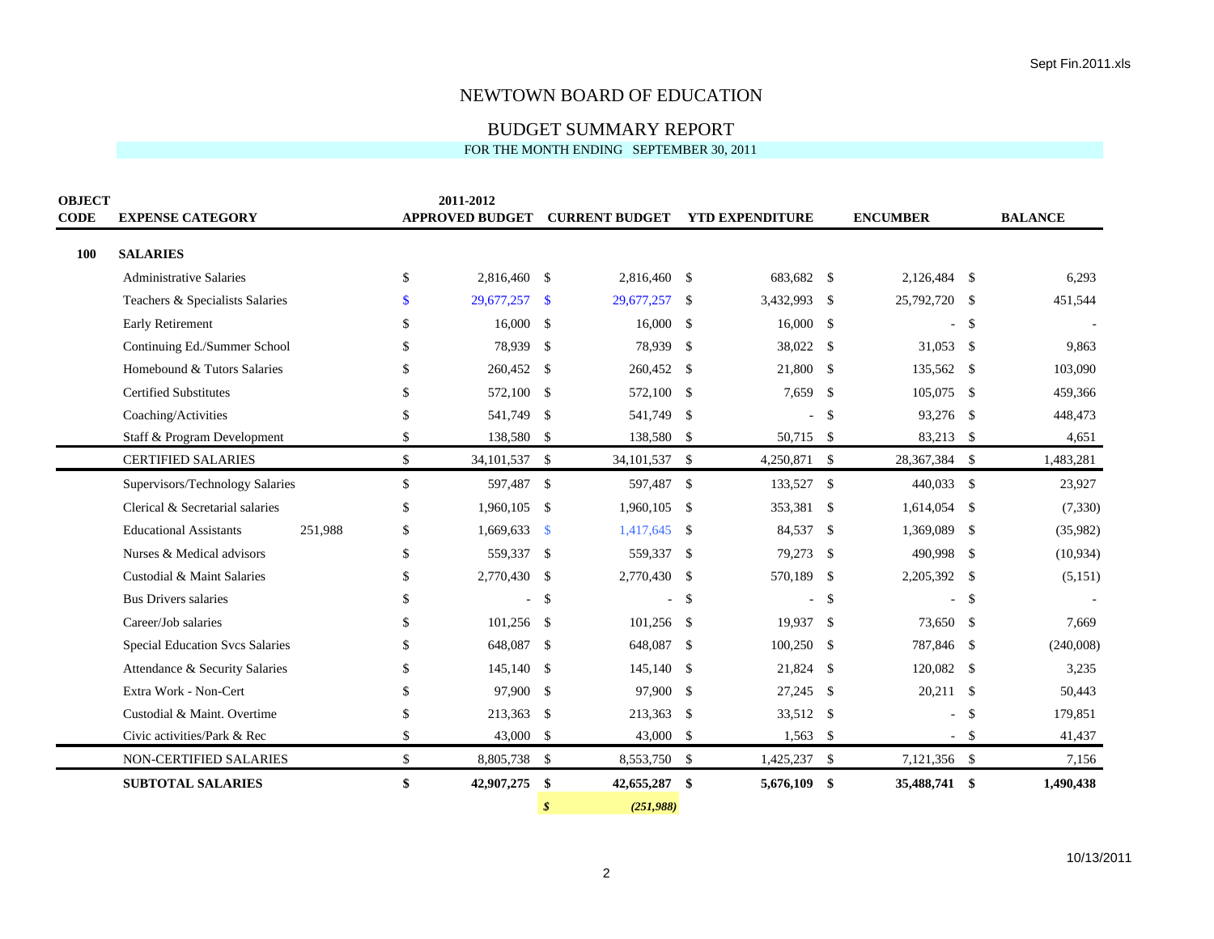# NEWTOWN BOARD OF EDUCATION

## BUDGET SUMMARY REPORT

FOR THE MONTH ENDING SEPTEMBER 30, 2011

| OBJECT CODE | EXPENSE CATEGORY | | 2011-2012 APPROVED BUDGET | CURRENT BUDGET | YTD EXPENDITURE | ENCUMBER | BALANCE |
|---|---|---|---|---|---|---|---|
| **100** | **SALARIES** | | | | | | |
| | Administrative Salaries | | $ 2,816,460 | $ 2,816,460 | $ 683,682 | $ 2,126,484 | $ 6,293 |
| | Teachers & Specialists Salaries | | $ 29,677,257 | $ 29,677,257 | $ 3,432,993 | $ 25,792,720 | $ 451,544 |
| | Early Retirement | | $ 16,000 | $ 16,000 | $ 16,000 | $ - | $ - |
| | Continuing Ed./Summer School | | $ 78,939 | $ 78,939 | $ 38,022 | $ 31,053 | $ 9,863 |
| | Homebound & Tutors Salaries | | $ 260,452 | $ 260,452 | $ 21,800 | $ 135,562 | $ 103,090 |
| | Certified Substitutes | | $ 572,100 | $ 572,100 | $ 7,659 | $ 105,075 | $ 459,366 |
| | Coaching/Activities | | $ 541,749 | $ 541,749 | $ - | $ 93,276 | $ 448,473 |
| | Staff & Program Development | | $ 138,580 | $ 138,580 | $ 50,715 | $ 83,213 | $ 4,651 |
| | CERTIFIED SALARIES | | $ 34,101,537 | $ 34,101,537 | $ 4,250,871 | $ 28,367,384 | $ 1,483,281 |
| | Supervisors/Technology Salaries | | $ 597,487 | $ 597,487 | $ 133,527 | $ 440,033 | $ 23,927 |
| | Clerical & Secretarial salaries | | $ 1,960,105 | $ 1,960,105 | $ 353,381 | $ 1,614,054 | $ (7,330) |
| | Educational Assistants | 251,988 | $ 1,669,633 | $ 1,417,645 | $ 84,537 | $ 1,369,089 | $ (35,982) |
| | Nurses & Medical advisors | | $ 559,337 | $ 559,337 | $ 79,273 | $ 490,998 | $ (10,934) |
| | Custodial & Maint Salaries | | $ 2,770,430 | $ 2,770,430 | $ 570,189 | $ 2,205,392 | $ (5,151) |
| | Bus Drivers salaries | | $ - | $ - | $ - | $ - | $ - |
| | Career/Job salaries | | $ 101,256 | $ 101,256 | $ 19,937 | $ 73,650 | $ 7,669 |
| | Special Education Svcs Salaries | | $ 648,087 | $ 648,087 | $ 100,250 | $ 787,846 | $ (240,008) |
| | Attendance & Security Salaries | | $ 145,140 | $ 145,140 | $ 21,824 | $ 120,082 | $ 3,235 |
| | Extra Work - Non-Cert | | $ 97,900 | $ 97,900 | $ 27,245 | $ 20,211 | $ 50,443 |
| | Custodial & Maint. Overtime | | $ 213,363 | $ 213,363 | $ 33,512 | $ - | $ 179,851 |
| | Civic activities/Park & Rec | | $ 43,000 | $ 43,000 | $ 1,563 | $ - | $ 41,437 |
| | NON-CERTIFIED SALARIES | | $ 8,805,738 | $ 8,553,750 | $ 1,425,237 | $ 7,121,356 | $ 7,156 |
| | **SUBTOTAL SALARIES** | | **$ 42,907,275** | **$ 42,655,287** | **$ 5,676,109** | **$ 35,488,741** | **$ 1,490,438** |
| | | | | ***$ (251,988)*** | | | |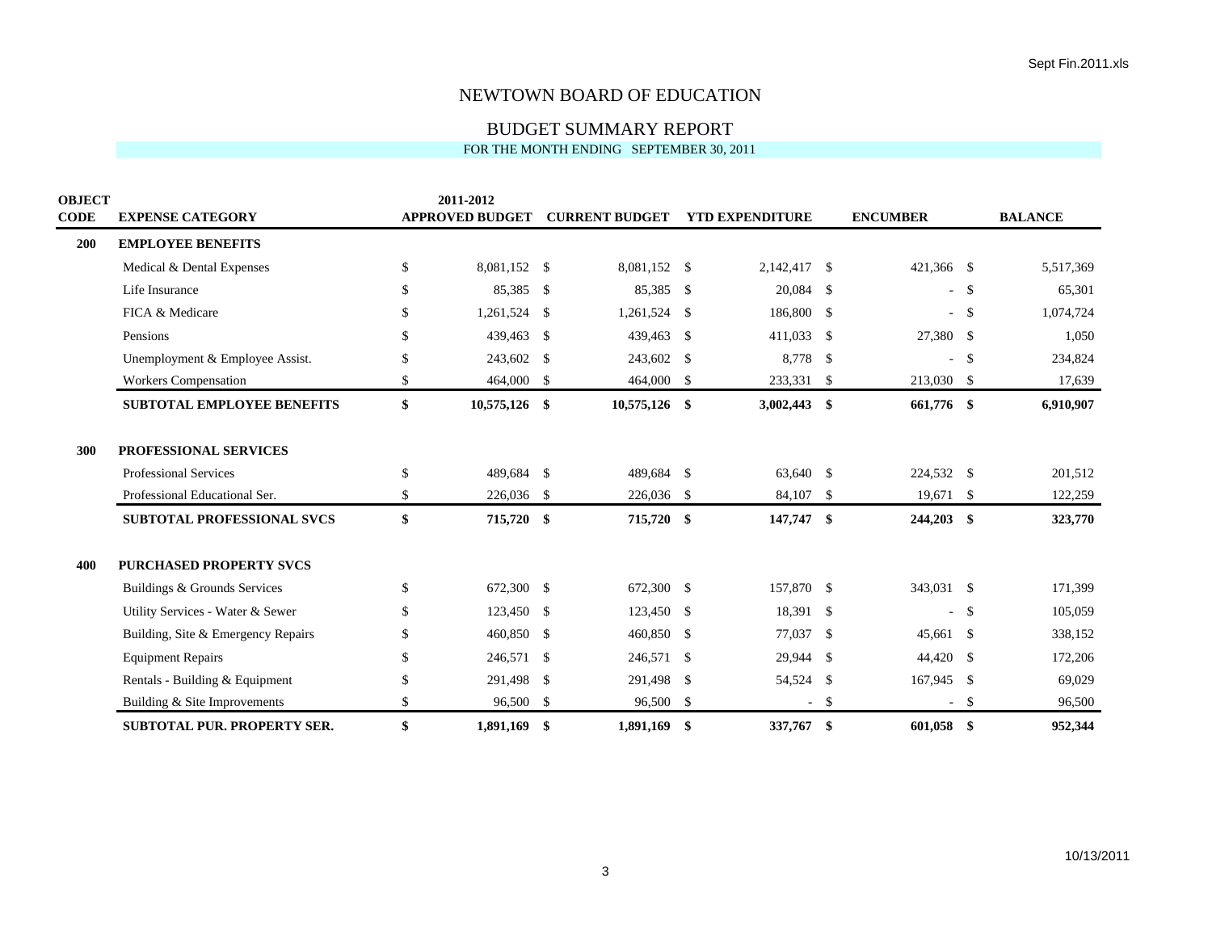# NEWTOWN BOARD OF EDUCATION

## BUDGET SUMMARY REPORT

FOR THE MONTH ENDING SEPTEMBER 30, 2011

| OBJECT CODE | EXPENSE CATEGORY | 2011-2012 APPROVED BUDGET | CURRENT BUDGET | YTD EXPENDITURE | ENCUMBER | BALANCE |
|---|---|---|---|---|---|---|
| **200** | **EMPLOYEE BENEFITS** | | | | | |
| | Medical & Dental Expenses | $ 8,081,152 | $ 8,081,152 | $ 2,142,417 | $ 421,366 | $ 5,517,369 |
| | Life Insurance | $ 85,385 | $ 85,385 | $ 20,084 | $ - | $ 65,301 |
| | FICA & Medicare | $ 1,261,524 | $ 1,261,524 | $ 186,800 | $ - | $ 1,074,724 |
| | Pensions | $ 439,463 | $ 439,463 | $ 411,033 | $ 27,380 | $ 1,050 |
| | Unemployment & Employee Assist. | $ 243,602 | $ 243,602 | $ 8,778 | $ - | $ 234,824 |
| | Workers Compensation | $ 464,000 | $ 464,000 | $ 233,331 | $ 213,030 | $ 17,639 |
| | **SUBTOTAL EMPLOYEE BENEFITS** | **$ 10,575,126** | **$ 10,575,126** | **$ 3,002,443** | **$ 661,776** | **$ 6,910,907** |
| **300** | **PROFESSIONAL SERVICES** | | | | | |
| | Professional Services | $ 489,684 | $ 489,684 | $ 63,640 | $ 224,532 | $ 201,512 |
| | Professional Educational Ser. | $ 226,036 | $ 226,036 | $ 84,107 | $ 19,671 | $ 122,259 |
| | **SUBTOTAL PROFESSIONAL SVCS** | **$ 715,720** | **$ 715,720** | **$ 147,747** | **$ 244,203** | **$ 323,770** |
| **400** | **PURCHASED PROPERTY SVCS** | | | | | |
| | Buildings & Grounds Services | $ 672,300 | $ 672,300 | $ 157,870 | $ 343,031 | $ 171,399 |
| | Utility Services - Water & Sewer | $ 123,450 | $ 123,450 | $ 18,391 | $ - | $ 105,059 |
| | Building, Site & Emergency Repairs | $ 460,850 | $ 460,850 | $ 77,037 | $ 45,661 | $ 338,152 |
| | Equipment Repairs | $ 246,571 | $ 246,571 | $ 29,944 | $ 44,420 | $ 172,206 |
| | Rentals - Building & Equipment | $ 291,498 | $ 291,498 | $ 54,524 | $ 167,945 | $ 69,029 |
| | Building & Site Improvements | $ 96,500 | $ 96,500 | $ - | $ - | $ 96,500 |
| | **SUBTOTAL PUR. PROPERTY SER.** | **$ 1,891,169** | **$ 1,891,169** | **$ 337,767** | **$ 601,058** | **$ 952,344** |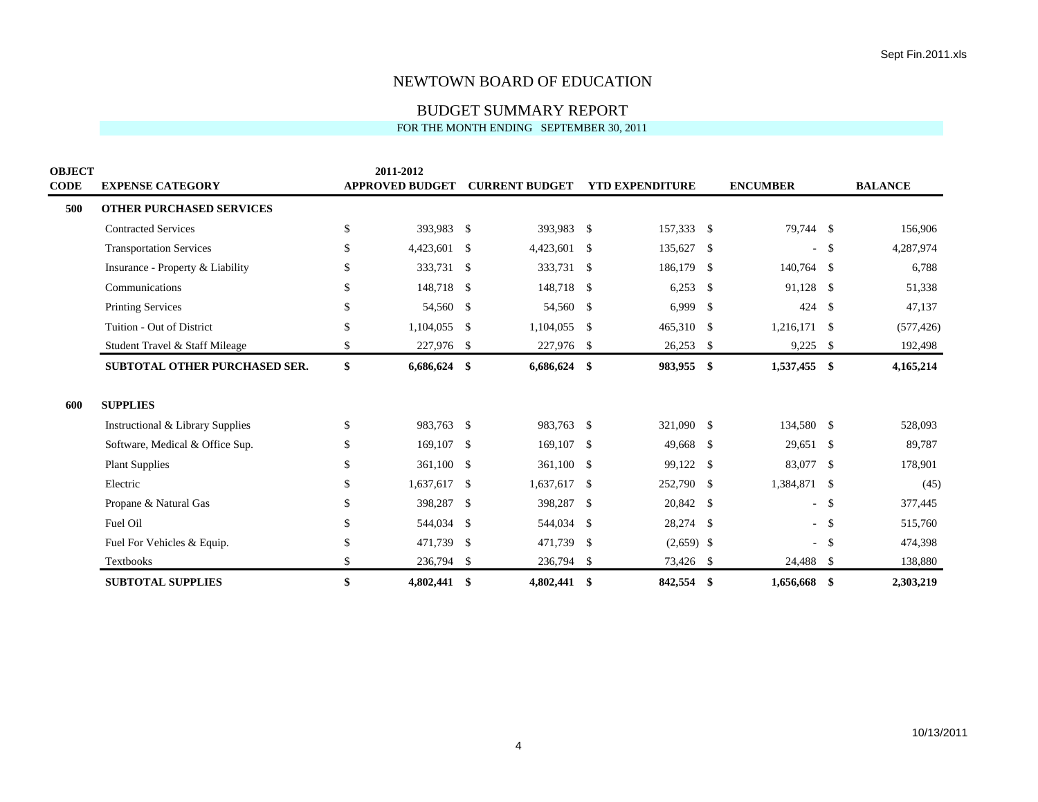# NEWTOWN BOARD OF EDUCATION

## BUDGET SUMMARY REPORT

FOR THE MONTH ENDING SEPTEMBER 30, 2011

| OBJECT CODE | EXPENSE CATEGORY | 2011-2012 APPROVED BUDGET | CURRENT BUDGET | YTD EXPENDITURE | ENCUMBER | BALANCE |
|---|---|---|---|---|---|---|
| **500** | **OTHER PURCHASED SERVICES** | | | | | |
| | Contracted Services | $ 393,983 | $ 393,983 | $ 157,333 | $ 79,744 | $ 156,906 |
| | Transportation Services | $ 4,423,601 | $ 4,423,601 | $ 135,627 | $ - | $ 4,287,974 |
| | Insurance - Property & Liability | $ 333,731 | $ 333,731 | $ 186,179 | $ 140,764 | $ 6,788 |
| | Communications | $ 148,718 | $ 148,718 | $ 6,253 | $ 91,128 | $ 51,338 |
| | Printing Services | $ 54,560 | $ 54,560 | $ 6,999 | $ 424 | $ 47,137 |
| | Tuition - Out of District | $ 1,104,055 | $ 1,104,055 | $ 465,310 | $ 1,216,171 | $ (577,426) |
| | Student Travel & Staff Mileage | $ 227,976 | $ 227,976 | $ 26,253 | $ 9,225 | $ 192,498 |
| | **SUBTOTAL OTHER PURCHASED SER.** | **$ 6,686,624** | **$ 6,686,624** | **$ 983,955** | **$ 1,537,455** | **$ 4,165,214** |
| **600** | **SUPPLIES** | | | | | |
| | Instructional & Library Supplies | $ 983,763 | $ 983,763 | $ 321,090 | $ 134,580 | $ 528,093 |
| | Software, Medical & Office Sup. | $ 169,107 | $ 169,107 | $ 49,668 | $ 29,651 | $ 89,787 |
| | Plant Supplies | $ 361,100 | $ 361,100 | $ 99,122 | $ 83,077 | $ 178,901 |
| | Electric | $ 1,637,617 | $ 1,637,617 | $ 252,790 | $ 1,384,871 | $ (45) |
| | Propane & Natural Gas | $ 398,287 | $ 398,287 | $ 20,842 | $ - | $ 377,445 |
| | Fuel Oil | $ 544,034 | $ 544,034 | $ 28,274 | $ - | $ 515,760 |
| | Fuel For Vehicles & Equip. | $ 471,739 | $ 471,739 | $ (2,659) | $ - | $ 474,398 |
| | Textbooks | $ 236,794 | $ 236,794 | $ 73,426 | $ 24,488 | $ 138,880 |
| | **SUBTOTAL SUPPLIES** | **$ 4,802,441** | **$ 4,802,441** | **$ 842,554** | **$ 1,656,668** | **$ 2,303,219** |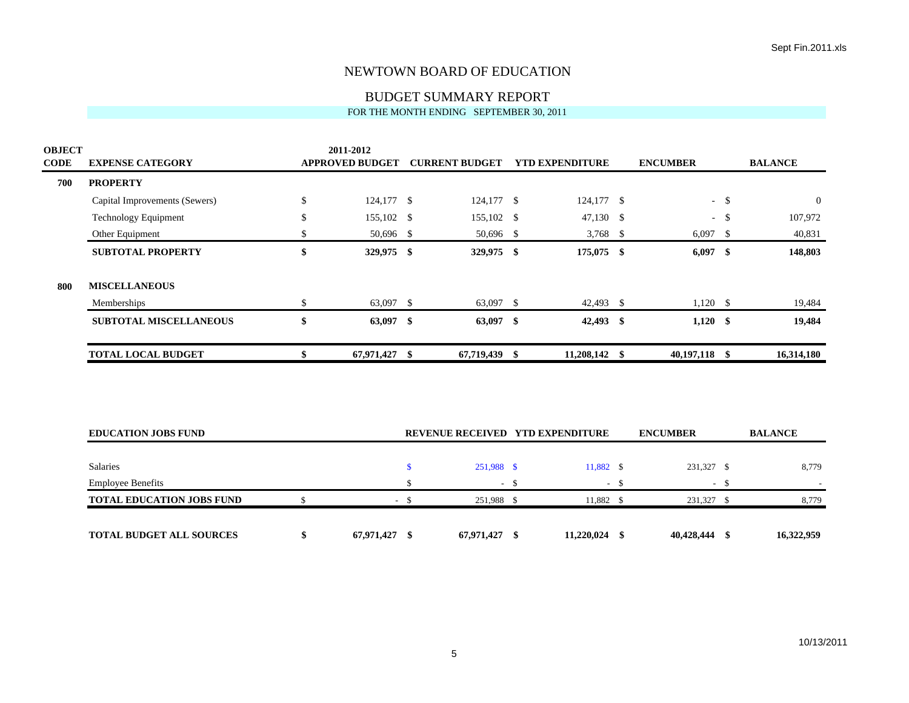# NEWTOWN BOARD OF EDUCATION

## BUDGET SUMMARY REPORT

FOR THE MONTH ENDING SEPTEMBER 30, 2011

| OBJECT CODE | EXPENSE CATEGORY | 2011-2012 APPROVED BUDGET | CURRENT BUDGET | YTD EXPENDITURE | ENCUMBER | BALANCE |
|---|---|---|---|---|---|---|
| 700 | **PROPERTY** | | | | | |
| | Capital Improvements (Sewers) | $ 124,177 | $ 124,177 | $ 124,177 | $ - | $ 0 |
| | Technology Equipment | $ 155,102 | $ 155,102 | $ 47,130 | $ - | $ 107,972 |
| | Other Equipment | $ 50,696 | $ 50,696 | $ 3,768 | $ 6,097 | $ 40,831 |
| | **SUBTOTAL PROPERTY** | **$ 329,975** | **$ 329,975** | **$ 175,075** | **$ 6,097** | **$ 148,803** |
| 800 | **MISCELLANEOUS** | | | | | |
| | Memberships | $ 63,097 | $ 63,097 | $ 42,493 | $ 1,120 | $ 19,484 |
| | **SUBTOTAL MISCELLANEOUS** | **$ 63,097** | **$ 63,097** | **$ 42,493** | **$ 1,120** | **$ 19,484** |
| | **TOTAL LOCAL BUDGET** | **$ 67,971,427** | **$ 67,719,439** | **$ 11,208,142** | **$ 40,197,118** | **$ 16,314,180** |

| EDUCATION JOBS FUND | | REVENUE RECEIVED | YTD EXPENDITURE | ENCUMBER | BALANCE |
|---|---|---|---|---|---|
| Salaries | | $ 251,988 | $ 11,882 | $ 231,327 | $ 8,779 |
| Employee Benefits | | $ - | $ - | $ - | $ - |
| **TOTAL EDUCATION JOBS FUND** | $ - | $ 251,988 | $ 11,882 | $ 231,327 | $ 8,779 |
| **TOTAL BUDGET ALL SOURCES** | **$ 67,971,427** | **$ 67,971,427** | **$ 11,220,024** | **$ 40,428,444** | **$ 16,322,959** |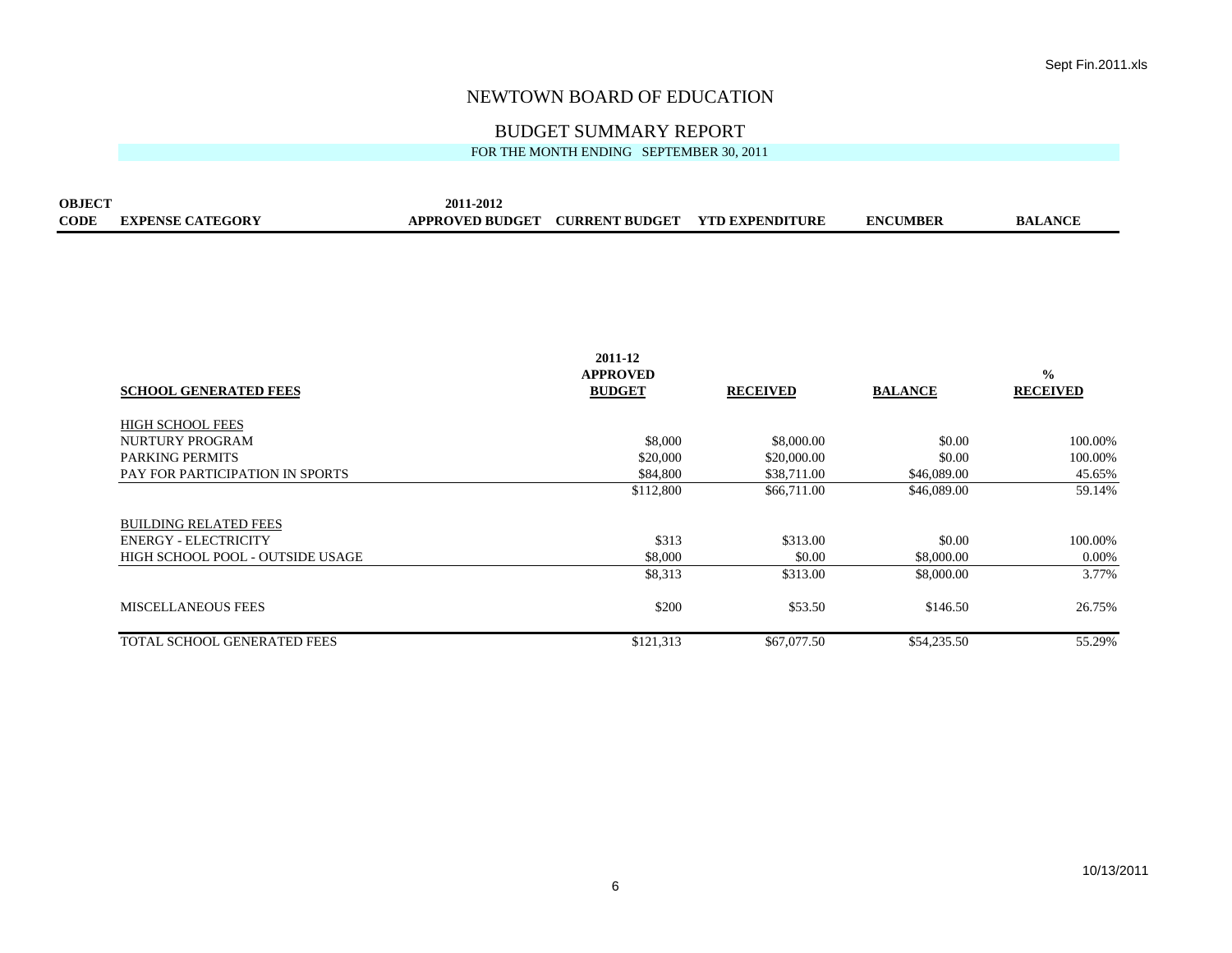# NEWTOWN BOARD OF EDUCATION

## BUDGET SUMMARY REPORT

FOR THE MONTH ENDING SEPTEMBER 30, 2011

| OBJECT CODE | EXPENSE CATEGORY | 2011-2012 APPROVED BUDGET | CURRENT BUDGET | YTD EXPENDITURE | ENCUMBER | BALANCE |
|---|---|---|---|---|---|---|

| SCHOOL GENERATED FEES | 2011-12 APPROVED BUDGET | RECEIVED | BALANCE | % RECEIVED |
|---|---|---|---|---|
| HIGH SCHOOL FEES | | | | |
| NURTURY PROGRAM | $8,000 | $8,000.00 | $0.00 | 100.00% |
| PARKING PERMITS | $20,000 | $20,000.00 | $0.00 | 100.00% |
| PAY FOR PARTICIPATION IN SPORTS | $84,800 | $38,711.00 | $46,089.00 | 45.65% |
| | $112,800 | $66,711.00 | $46,089.00 | 59.14% |
| BUILDING RELATED FEES | | | | |
| ENERGY - ELECTRICITY | $313 | $313.00 | $0.00 | 100.00% |
| HIGH SCHOOL POOL - OUTSIDE USAGE | $8,000 | $0.00 | $8,000.00 | 0.00% |
| | $8,313 | $313.00 | $8,000.00 | 3.77% |
| MISCELLANEOUS FEES | $200 | $53.50 | $146.50 | 26.75% |
| TOTAL SCHOOL GENERATED FEES | $121,313 | $67,077.50 | $54,235.50 | 55.29% |